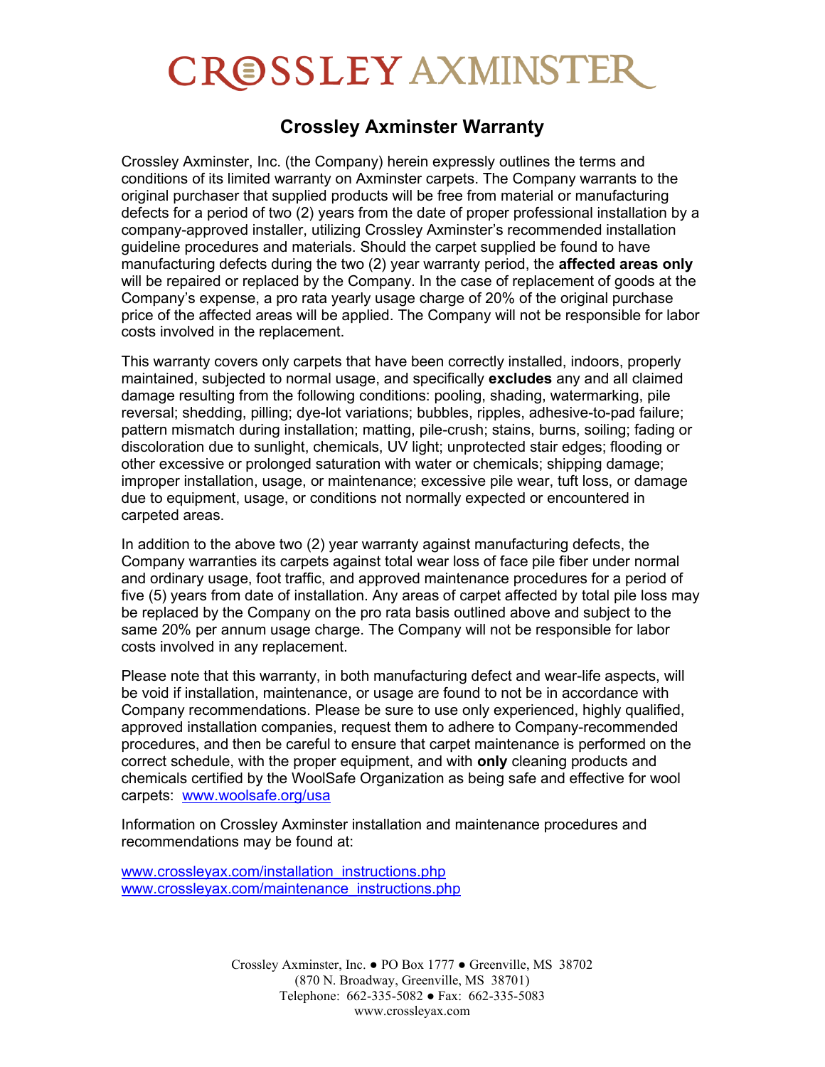# CROSSLEY AXMINSTER

## Crossley Axminster Warranty

Crossley Axminster, Inc. (the Company) herein expressly outlines the terms and conditions of its limited warranty on Axminster carpets. The Company warrants to the original purchaser that supplied products will be free from material or manufacturing defects for a period of two (2) years from the date of proper professional installation by a company-approved installer, utilizing Crossley Axminster's recommended installation guideline procedures and materials. Should the carpet supplied be found to have manufacturing defects during the two (2) year warranty period, the **affected areas only** will be repaired or replaced by the Company. In the case of replacement of goods at the Company's expense, a pro rata yearly usage charge of 20% of the original purchase price of the affected areas will be applied. The Company will not be responsible for labor costs involved in the replacement.

This warranty covers only carpets that have been correctly installed, indoors, properly maintained, subjected to normal usage, and specifically **excludes** any and all claimed damage resulting from the following conditions: pooling, shading, watermarking, pile reversal; shedding, pilling; dye-lot variations; bubbles, ripples, adhesive-to-pad failure; pattern mismatch during installation; matting, pile-crush; stains, burns, soiling; fading or discoloration due to sunlight, chemicals, UV light; unprotected stair edges; flooding or other excessive or prolonged saturation with water or chemicals; shipping damage; improper installation, usage, or maintenance; excessive pile wear, tuft loss, or damage due to equipment, usage, or conditions not normally expected or encountered in carpeted areas.

In addition to the above two (2) year warranty against manufacturing defects, the Company warranties its carpets against total wear loss of face pile fiber under normal and ordinary usage, foot traffic, and approved maintenance procedures for a period of five (5) years from date of installation. Any areas of carpet affected by total pile loss may be replaced by the Company on the pro rata basis outlined above and subject to the same 20% per annum usage charge. The Company will not be responsible for labor costs involved in any replacement.

Please note that this warranty, in both manufacturing defect and wear-life aspects, will be void if installation, maintenance, or usage are found to not be in accordance with Company recommendations. Please be sure to use only experienced, highly qualified, approved installation companies, request them to adhere to Company-recommended procedures, and then be careful to ensure that carpet maintenance is performed on the correct schedule, with the proper equipment, and with **only** cleaning products and chemicals certified by the WoolSafe Organization as being safe and effective for wool carpets: www.woolsafe.org/usa

Information on Crossley Axminster installation and maintenance procedures and recommendations may be found at:

www.crossleyax.com/installation_instructions.php
www.crossleyax.com/maintenance_instructions.php

Crossley Axminster, Inc. ● PO Box 1777 ● Greenville, MS 38702
(870 N. Broadway, Greenville, MS 38701)
Telephone: 662-335-5082 ● Fax: 662-335-5083
www.crossleyax.com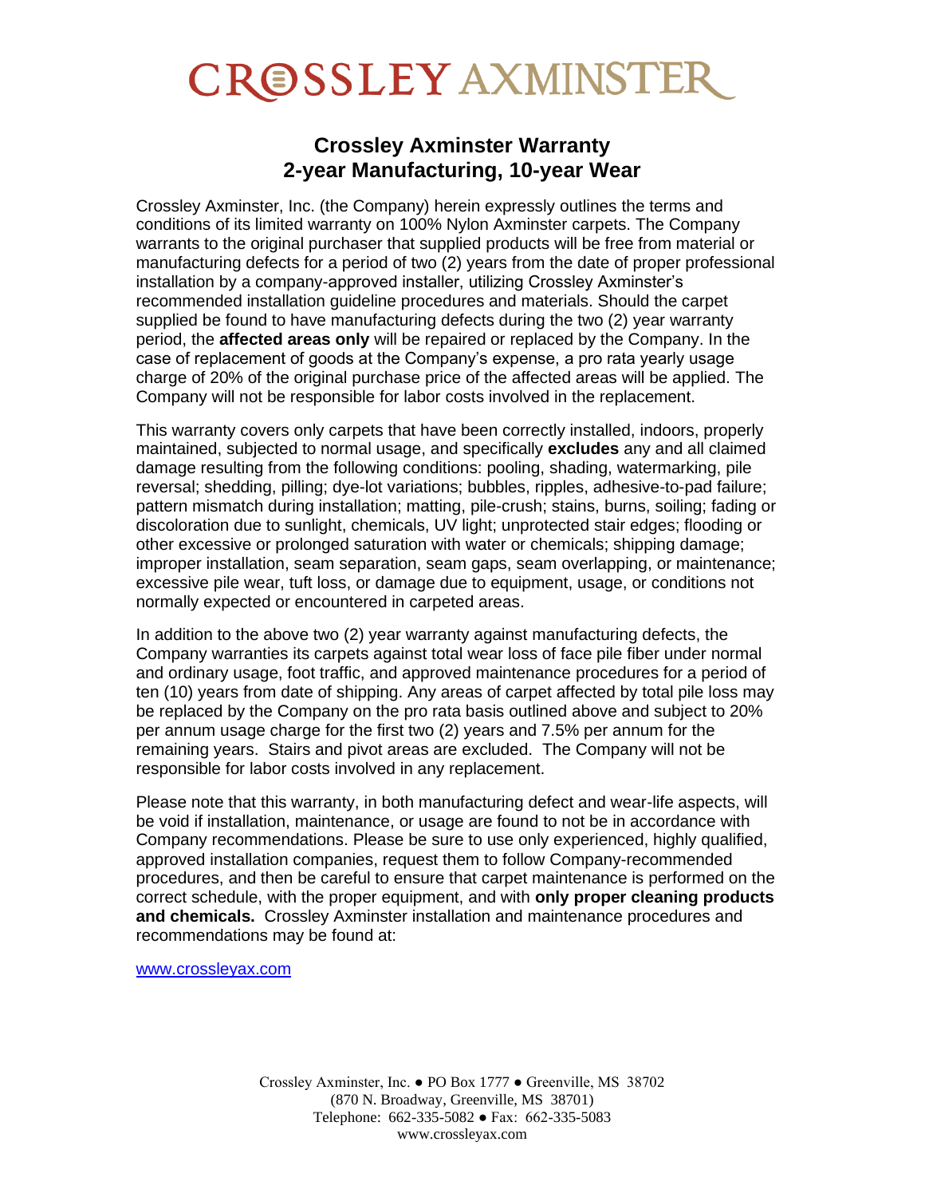# CROSSLEY AXMINSTER

## Crossley Axminster Warranty
## 2-year Manufacturing, 10-year Wear

Crossley Axminster, Inc. (the Company) herein expressly outlines the terms and conditions of its limited warranty on 100% Nylon Axminster carpets. The Company warrants to the original purchaser that supplied products will be free from material or manufacturing defects for a period of two (2) years from the date of proper professional installation by a company-approved installer, utilizing Crossley Axminster's recommended installation guideline procedures and materials. Should the carpet supplied be found to have manufacturing defects during the two (2) year warranty period, the **affected areas only** will be repaired or replaced by the Company. In the case of replacement of goods at the Company's expense, a pro rata yearly usage charge of 20% of the original purchase price of the affected areas will be applied. The Company will not be responsible for labor costs involved in the replacement.

This warranty covers only carpets that have been correctly installed, indoors, properly maintained, subjected to normal usage, and specifically **excludes** any and all claimed damage resulting from the following conditions: pooling, shading, watermarking, pile reversal; shedding, pilling; dye-lot variations; bubbles, ripples, adhesive-to-pad failure; pattern mismatch during installation; matting, pile-crush; stains, burns, soiling; fading or discoloration due to sunlight, chemicals, UV light; unprotected stair edges; flooding or other excessive or prolonged saturation with water or chemicals; shipping damage; improper installation, seam separation, seam gaps, seam overlapping, or maintenance; excessive pile wear, tuft loss, or damage due to equipment, usage, or conditions not normally expected or encountered in carpeted areas.

In addition to the above two (2) year warranty against manufacturing defects, the Company warranties its carpets against total wear loss of face pile fiber under normal and ordinary usage, foot traffic, and approved maintenance procedures for a period of ten (10) years from date of shipping. Any areas of carpet affected by total pile loss may be replaced by the Company on the pro rata basis outlined above and subject to 20% per annum usage charge for the first two (2) years and 7.5% per annum for the remaining years. Stairs and pivot areas are excluded. The Company will not be responsible for labor costs involved in any replacement.

Please note that this warranty, in both manufacturing defect and wear-life aspects, will be void if installation, maintenance, or usage are found to not be in accordance with Company recommendations. Please be sure to use only experienced, highly qualified, approved installation companies, request them to follow Company-recommended procedures, and then be careful to ensure that carpet maintenance is performed on the correct schedule, with the proper equipment, and with **only proper cleaning products and chemicals.** Crossley Axminster installation and maintenance procedures and recommendations may be found at:

www.crossleyax.com

Crossley Axminster, Inc. ● PO Box 1777 ● Greenville, MS 38702
(870 N. Broadway, Greenville, MS 38701)
Telephone: 662-335-5082 ● Fax: 662-335-5083
www.crossleyax.com